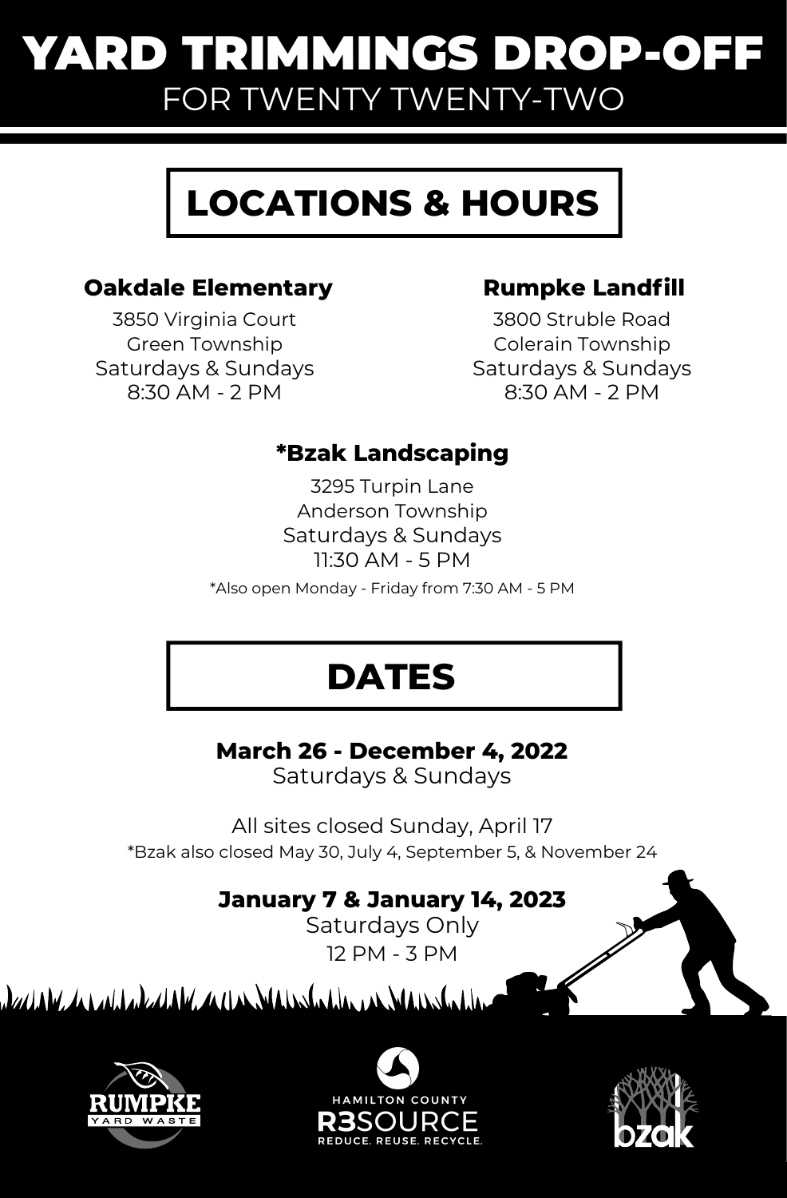# YARD TRIMMINGS DROP-OFF

FOR TWENTY TWENTY-TWO

## LOCATIONS & HOURS

### Oakdale Elementary

3850 Virginia Court
Green Township
Saturdays & Sundays
8:30 AM - 2 PM

### Rumpke Landfill

3800 Struble Road
Colerain Township
Saturdays & Sundays
8:30 AM - 2 PM

### *Bzak Landscaping

3295 Turpin Lane
Anderson Township
Saturdays & Sundays
11:30 AM - 5 PM

*Also open Monday - Friday from 7:30 AM - 5 PM

## DATES

**March 26 - December 4, 2022**
Saturdays & Sundays

All sites closed Sunday, April 17
*Bzak also closed May 30, July 4, September 5, & November 24

**January 7 & January 14, 2023**
Saturdays Only
12 PM - 3 PM

RUMPKE YARD WASTE

HAMILTON COUNTY R3SOURCE REDUCE. REUSE. RECYCLE.

bzak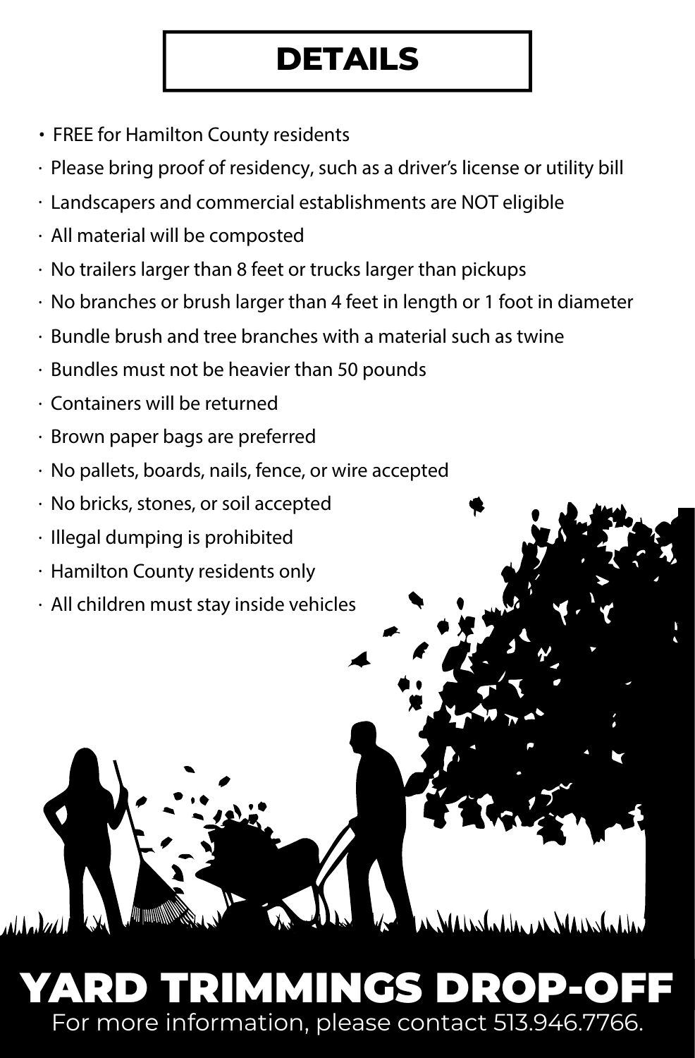# DETAILS

- FREE for Hamilton County residents
- Please bring proof of residency, such as a driver's license or utility bill
- Landscapers and commercial establishments are NOT eligible
- All material will be composted
- No trailers larger than 8 feet or trucks larger than pickups
- No branches or brush larger than 4 feet in length or 1 foot in diameter
- Bundle brush and tree branches with a material such as twine
- Bundles must not be heavier than 50 pounds
- Containers will be returned
- Brown paper bags are preferred
- No pallets, boards, nails, fence, or wire accepted
- No bricks, stones, or soil accepted
- Illegal dumping is prohibited
- Hamilton County residents only
- All children must stay inside vehicles

# YARD TRIMMINGS DROP-OFF

For more information, please contact 513.946.7766.